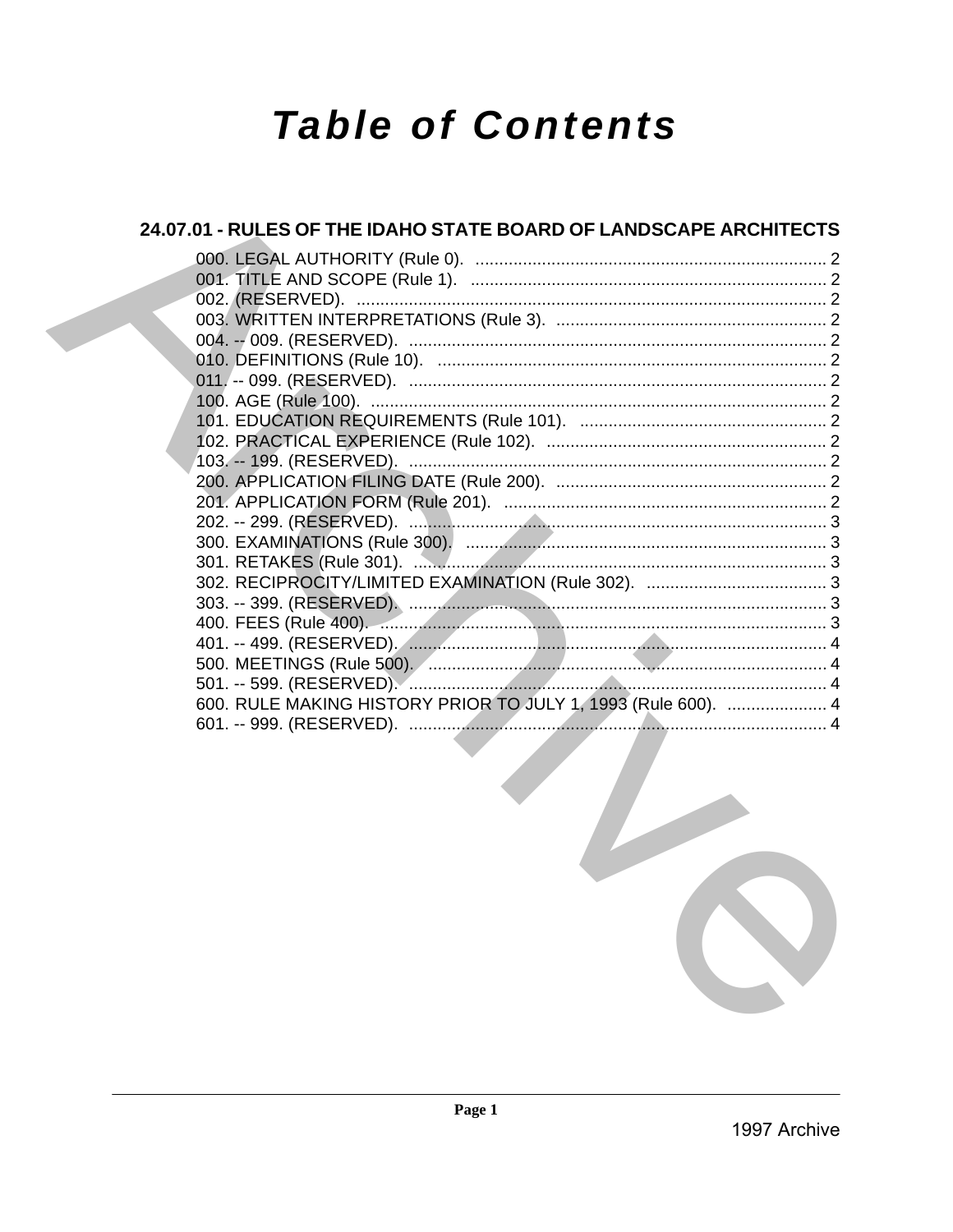# Table of Contents

## 24.07.01 - RULES OF THE IDAHO STATE BOARD OF LANDSCAPE ARCHITECTS

000. LEGAL AUTHORITY (Rule 0). .......................................................................... 2
001. TITLE AND SCOPE (Rule 1). ........................................................................... 2
002. (RESERVED). .................................................................................................. 2
003. WRITTEN INTERPRETATIONS (Rule 3). ......................................................... 2
004. -- 009. (RESERVED). ........................................................................................ 2
010. DEFINITIONS (Rule 10). .................................................................................. 2
011. -- 099. (RESERVED). ........................................................................................ 2
100. AGE (Rule 100). ................................................................................................ 2
101. EDUCATION REQUIREMENTS (Rule 101). ..................................................... 2
102. PRACTICAL EXPERIENCE (Rule 102). ........................................................... 2
103. -- 199. (RESERVED). ........................................................................................ 2
200. APPLICATION FILING DATE (Rule 200). ......................................................... 2
201. APPLICATION FORM (Rule 201). .................................................................... 2
202. -- 299. (RESERVED). ........................................................................................ 3
300. EXAMINATIONS (Rule 300). ............................................................................ 3
301. RETAKES (Rule 301). ....................................................................................... 3
302. RECIPROCITY/LIMITED EXAMINATION (Rule 302). ...................................... 3
303. -- 399. (RESERVED). ........................................................................................ 3
400. FEES (Rule 400). .............................................................................................. 3
401. -- 499. (RESERVED). ........................................................................................ 4
500. MEETINGS (Rule 500). ..................................................................................... 4
501. -- 599. (RESERVED). ........................................................................................ 4
600. RULE MAKING HISTORY PRIOR TO JULY 1, 1993 (Rule 600). ..................... 4
601. -- 999. (RESERVED). ........................................................................................ 4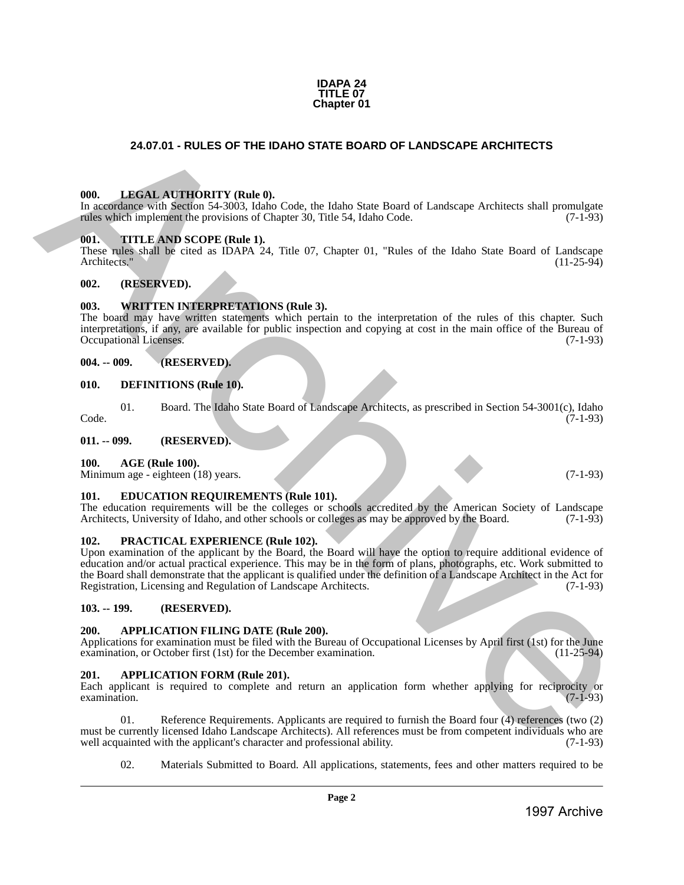**IDAPA 24**
**TITLE 07**
**Chapter 01**

## 24.07.01 - RULES OF THE IDAHO STATE BOARD OF LANDSCAPE ARCHITECTS

### 000. LEGAL AUTHORITY (Rule 0).

In accordance with Section 54-3003, Idaho Code, the Idaho State Board of Landscape Architects shall promulgate rules which implement the provisions of Chapter 30, Title 54, Idaho Code. (7-1-93)

### 001. TITLE AND SCOPE (Rule 1).

These rules shall be cited as IDAPA 24, Title 07, Chapter 01, "Rules of the Idaho State Board of Landscape Architects." (11-25-94)

### 002. (RESERVED).

### 003. WRITTEN INTERPRETATIONS (Rule 3).

The board may have written statements which pertain to the interpretation of the rules of this chapter. Such interpretations, if any, are available for public inspection and copying at cost in the main office of the Bureau of Occupational Licenses. (7-1-93)

### 004. -- 009. (RESERVED).

### 010. DEFINITIONS (Rule 10).

01. Board. The Idaho State Board of Landscape Architects, as prescribed in Section 54-3001(c), Idaho Code. (7-1-93)

### 011. -- 099. (RESERVED).

### 100. AGE (Rule 100).

Minimum age - eighteen (18) years. (7-1-93)

### 101. EDUCATION REQUIREMENTS (Rule 101).

The education requirements will be the colleges or schools accredited by the American Society of Landscape Architects, University of Idaho, and other schools or colleges as may be approved by the Board. (7-1-93)

### 102. PRACTICAL EXPERIENCE (Rule 102).

Upon examination of the applicant by the Board, the Board will have the option to require additional evidence of education and/or actual practical experience. This may be in the form of plans, photographs, etc. Work submitted to the Board shall demonstrate that the applicant is qualified under the definition of a Landscape Architect in the Act for Registration, Licensing and Regulation of Landscape Architects. (7-1-93)

### 103. -- 199. (RESERVED).

### 200. APPLICATION FILING DATE (Rule 200).

Applications for examination must be filed with the Bureau of Occupational Licenses by April first (1st) for the June examination, or October first (1st) for the December examination. (11-25-94)

### 201. APPLICATION FORM (Rule 201).

Each applicant is required to complete and return an application form whether applying for reciprocity or examination. (7-1-93)

01. Reference Requirements. Applicants are required to furnish the Board four (4) references (two (2) must be currently licensed Idaho Landscape Architects). All references must be from competent individuals who are well acquainted with the applicant's character and professional ability. (7-1-93)

02. Materials Submitted to Board. All applications, statements, fees and other matters required to be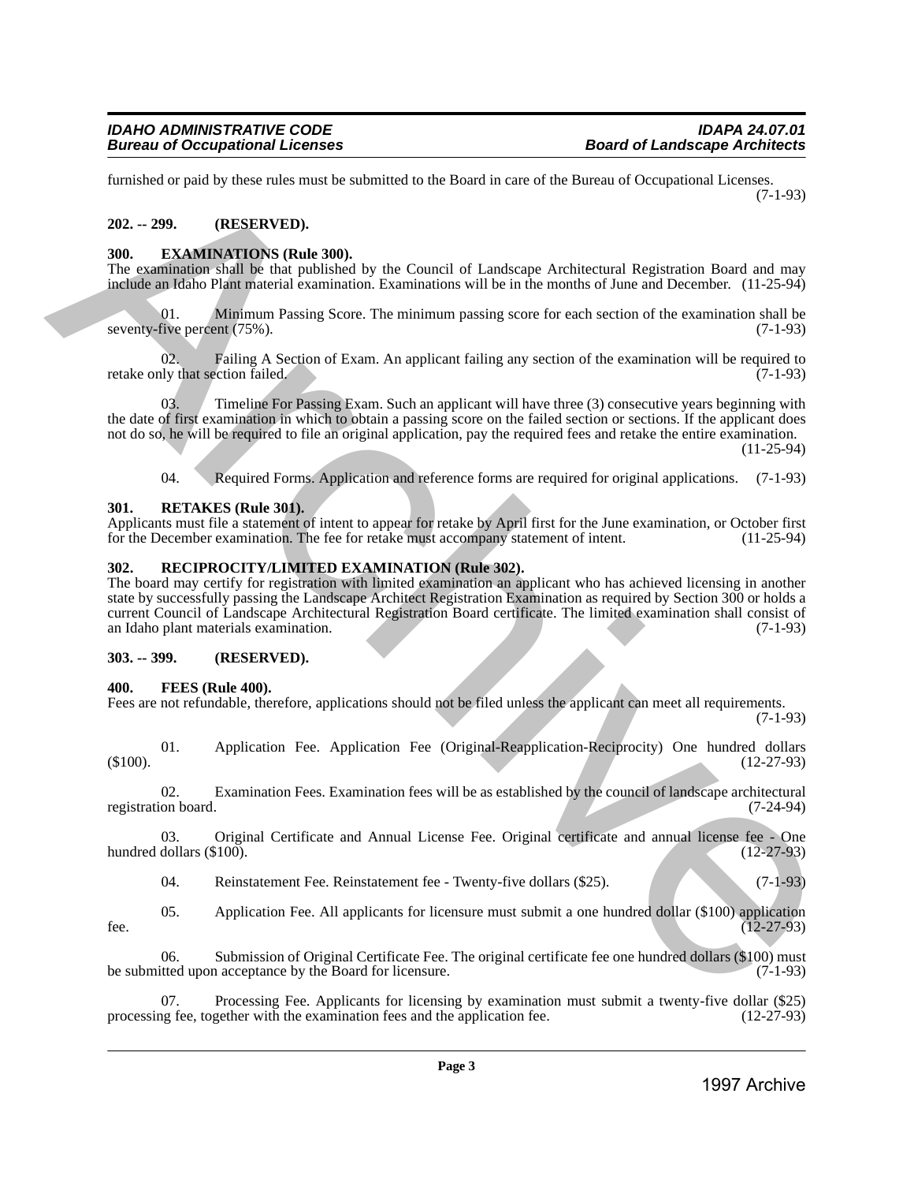furnished or paid by these rules must be submitted to the Board in care of the Bureau of Occupational Licenses. (7-1-93)

**202. -- 299. (RESERVED).**

**300. EXAMINATIONS (Rule 300).**

The examination shall be that published by the Council of Landscape Architectural Registration Board and may include an Idaho Plant material examination. Examinations will be in the months of June and December. (11-25-94)

01. Minimum Passing Score. The minimum passing score for each section of the examination shall be seventy-five percent (75%). (7-1-93)

02. Failing A Section of Exam. An applicant failing any section of the examination will be required to retake only that section failed. (7-1-93)

03. Timeline For Passing Exam. Such an applicant will have three (3) consecutive years beginning with the date of first examination in which to obtain a passing score on the failed section or sections. If the applicant does not do so, he will be required to file an original application, pay the required fees and retake the entire examination. (11-25-94)

04. Required Forms. Application and reference forms are required for original applications. (7-1-93)

**301. RETAKES (Rule 301).**

Applicants must file a statement of intent to appear for retake by April first for the June examination, or October first for the December examination. The fee for retake must accompany statement of intent. (11-25-94)

**302. RECIPROCITY/LIMITED EXAMINATION (Rule 302).**

The board may certify for registration with limited examination an applicant who has achieved licensing in another state by successfully passing the Landscape Architect Registration Examination as required by Section 300 or holds a current Council of Landscape Architectural Registration Board certificate. The limited examination shall consist of an Idaho plant materials examination. (7-1-93)

**303. -- 399. (RESERVED).**

**400. FEES (Rule 400).**

Fees are not refundable, therefore, applications should not be filed unless the applicant can meet all requirements. (7-1-93)

01. Application Fee. Application Fee (Original-Reapplication-Reciprocity) One hundred dollars ($100). (12-27-93)

02. Examination Fees. Examination fees will be as established by the council of landscape architectural registration board. (7-24-94)

03. Original Certificate and Annual License Fee. Original certificate and annual license fee - One hundred dollars ($100). (12-27-93)

04. Reinstatement Fee. Reinstatement fee - Twenty-five dollars ($25). (7-1-93)

05. Application Fee. All applicants for licensure must submit a one hundred dollar ($100) application fee. (12-27-93)

06. Submission of Original Certificate Fee. The original certificate fee one hundred dollars ($100) must be submitted upon acceptance by the Board for licensure. (7-1-93)

07. Processing Fee. Applicants for licensing by examination must submit a twenty-five dollar ($25) processing fee, together with the examination fees and the application fee. (12-27-93)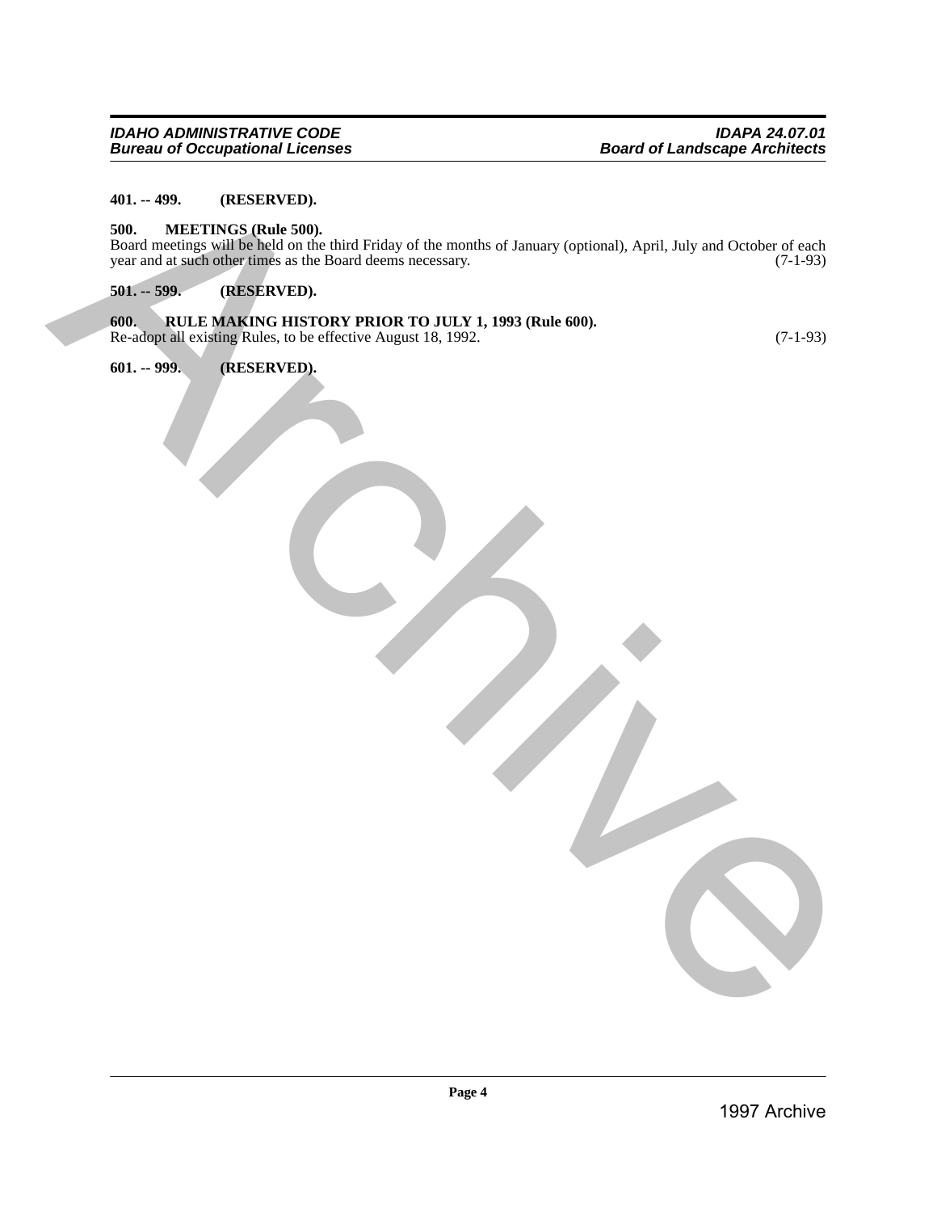**401. -- 499. (RESERVED).**

**500. MEETINGS (Rule 500).**

Board meetings will be held on the third Friday of the months of January (optional), April, July and October of each year and at such other times as the Board deems necessary. (7-1-93)

**501. -- 599. (RESERVED).**

**600. RULE MAKING HISTORY PRIOR TO JULY 1, 1993 (Rule 600).**

Re-adopt all existing Rules, to be effective August 18, 1992. (7-1-93)

**601. -- 999. (RESERVED).**